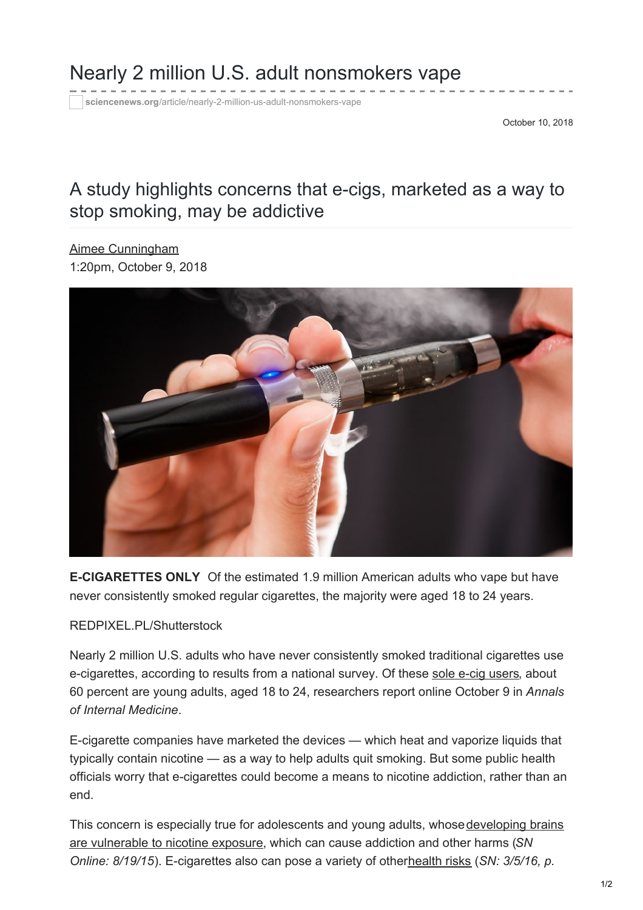# Nearly 2 million U.S. adult nonsmokers vape

sciencenews.org/article/nearly-2-million-us-adult-nonsmokers-vape

October 10, 2018

## A study highlights concerns that e-cigs, marketed as a way to stop smoking, may be addictive

Aimee Cunningham
1:20pm, October 9, 2018

**E-CIGARETTES ONLY** Of the estimated 1.9 million American adults who vape but have never consistently smoked regular cigarettes, the majority were aged 18 to 24 years.

REDPIXEL.PL/Shutterstock

Nearly 2 million U.S. adults who have never consistently smoked traditional cigarettes use e-cigarettes, according to results from a national survey. Of these sole e-cig users, about 60 percent are young adults, aged 18 to 24, researchers report online October 9 in *Annals of Internal Medicine*.

E-cigarette companies have marketed the devices — which heat and vaporize liquids that typically contain nicotine — as a way to help adults quit smoking. But some public health officials worry that e-cigarettes could become a means to nicotine addiction, rather than an end.

This concern is especially true for adolescents and young adults, whose developing brains are vulnerable to nicotine exposure, which can cause addiction and other harms (*SN Online: 8/19/15*). E-cigarettes also can pose a variety of other health risks (*SN: 3/5/16, p.*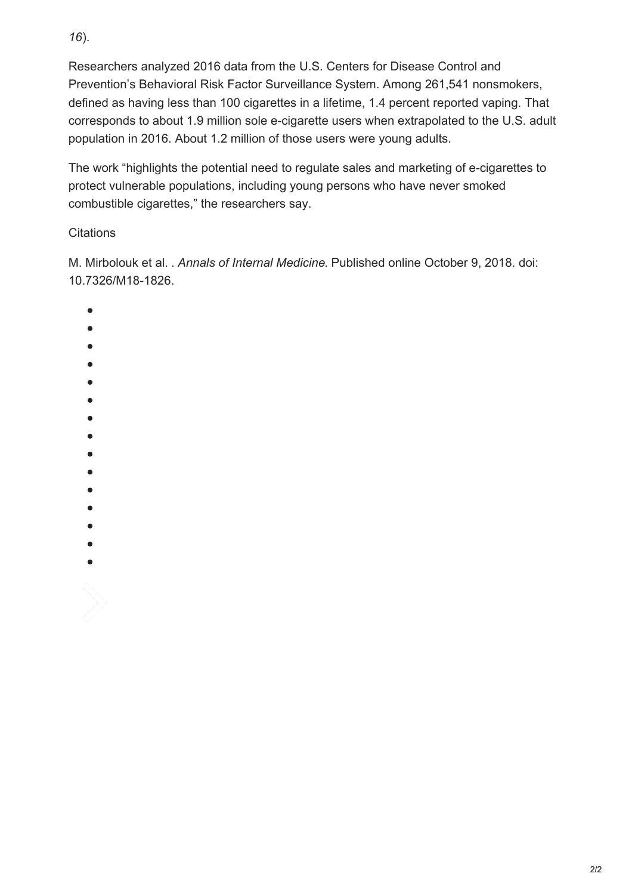*16*).

Researchers analyzed 2016 data from the U.S. Centers for Disease Control and Prevention's Behavioral Risk Factor Surveillance System. Among 261,541 nonsmokers, defined as having less than 100 cigarettes in a lifetime, 1.4 percent reported vaping. That corresponds to about 1.9 million sole e-cigarette users when extrapolated to the U.S. adult population in 2016. About 1.2 million of those users were young adults.

The work "highlights the potential need to regulate sales and marketing of e-cigarettes to protect vulnerable populations, including young persons who have never smoked combustible cigarettes," the researchers say.

Citations

M. Mirbolouk et al. . *Annals of Internal Medicine.* Published online October 9, 2018. doi: 10.7326/M18-1826.